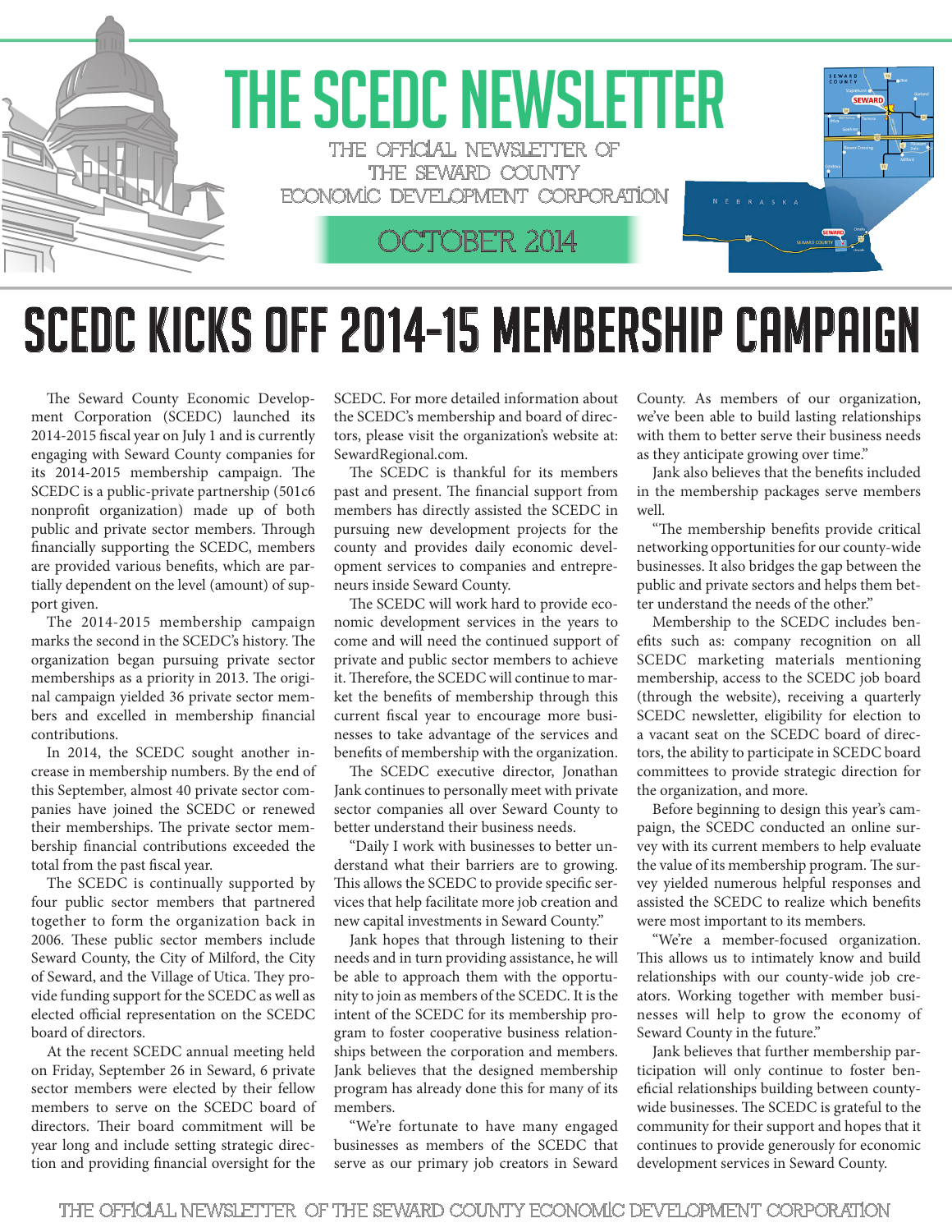# THE SCEDC NEWSLETTER

THE OFFICIAL NEWSLETTER OF THE SEWARD COUNTY ECONOMIC DEVELOPMENT CORPORATION

OCTOBER 2014

# SCEDC KICKS OFF 2014-15 MEMBERSHIP CAMPAIGN

The Seward County Economic Development Corporation (SCEDC) launched its 2014-2015 fiscal year on July 1 and is currently engaging with Seward County companies for its 2014-2015 membership campaign. The SCEDC is a public-private partnership (501c6 nonprofit organization) made up of both public and private sector members. Through financially supporting the SCEDC, members are provided various benefits, which are partially dependent on the level (amount) of support given.

The 2014-2015 membership campaign marks the second in the SCEDC's history. The organization began pursuing private sector memberships as a priority in 2013. The original campaign yielded 36 private sector members and excelled in membership financial contributions.

In 2014, the SCEDC sought another increase in membership numbers. By the end of this September, almost 40 private sector companies have joined the SCEDC or renewed their memberships. The private sector membership financial contributions exceeded the total from the past fiscal year.

The SCEDC is continually supported by four public sector members that partnered together to form the organization back in 2006. These public sector members include Seward County, the City of Milford, the City of Seward, and the Village of Utica. They provide funding support for the SCEDC as well as elected official representation on the SCEDC board of directors.

At the recent SCEDC annual meeting held on Friday, September 26 in Seward, 6 private sector members were elected by their fellow members to serve on the SCEDC board of directors. Their board commitment will be year long and include setting strategic direction and providing financial oversight for the SCEDC. For more detailed information about the SCEDC's membership and board of directors, please visit the organization's website at: SewardRegional.com.

The SCEDC is thankful for its members past and present. The financial support from members has directly assisted the SCEDC in pursuing new development projects for the county and provides daily economic development services to companies and entrepreneurs inside Seward County.

The SCEDC will work hard to provide economic development services in the years to come and will need the continued support of private and public sector members to achieve it. Therefore, the SCEDC will continue to market the benefits of membership through this current fiscal year to encourage more businesses to take advantage of the services and benefits of membership with the organization.

The SCEDC executive director, Jonathan Jank continues to personally meet with private sector companies all over Seward County to better understand their business needs.

"Daily I work with businesses to better understand what their barriers are to growing. This allows the SCEDC to provide specific services that help facilitate more job creation and new capital investments in Seward County."

Jank hopes that through listening to their needs and in turn providing assistance, he will be able to approach them with the opportunity to join as members of the SCEDC. It is the intent of the SCEDC for its membership program to foster cooperative business relationships between the corporation and members. Jank believes that the designed membership program has already done this for many of its members.

"We're fortunate to have many engaged businesses as members of the SCEDC that serve as our primary job creators in Seward County. As members of our organization, we've been able to build lasting relationships with them to better serve their business needs as they anticipate growing over time."

Jank also believes that the benefits included in the membership packages serve members well.

"The membership benefits provide critical networking opportunities for our county-wide businesses. It also bridges the gap between the public and private sectors and helps them better understand the needs of the other."

Membership to the SCEDC includes benefits such as: company recognition on all SCEDC marketing materials mentioning membership, access to the SCEDC job board (through the website), receiving a quarterly SCEDC newsletter, eligibility for election to a vacant seat on the SCEDC board of directors, the ability to participate in SCEDC board committees to provide strategic direction for the organization, and more.

Before beginning to design this year's campaign, the SCEDC conducted an online survey with its current members to help evaluate the value of its membership program. The survey yielded numerous helpful responses and assisted the SCEDC to realize which benefits were most important to its members.

"We're a member-focused organization. This allows us to intimately know and build relationships with our county-wide job creators. Working together with member businesses will help to grow the economy of Seward County in the future."

Jank believes that further membership participation will only continue to foster beneficial relationships building between county-wide businesses. The SCEDC is grateful to the community for their support and hopes that it continues to provide generously for economic development services in Seward County.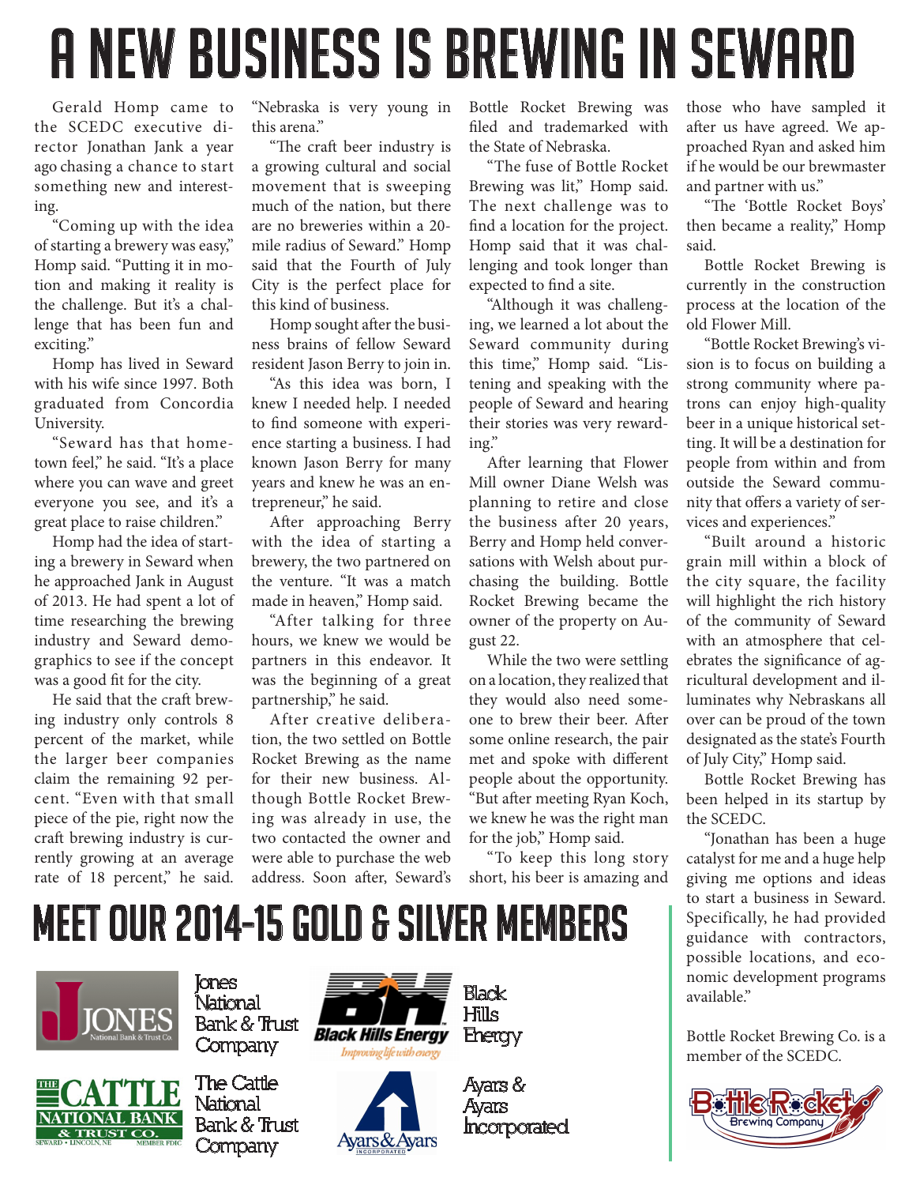# A NEW BUSINESS IS BREWING IN SEWARD

Gerald Homp came to the SCEDC executive director Jonathan Jank a year ago chasing a chance to start something new and interesting.

"Coming up with the idea of starting a brewery was easy," Homp said. "Putting it in motion and making it reality is the challenge. But it's a challenge that has been fun and exciting."

Homp has lived in Seward with his wife since 1997. Both graduated from Concordia University.

"Seward has that hometown feel," he said. "It's a place where you can wave and greet everyone you see, and it's a great place to raise children."

Homp had the idea of starting a brewery in Seward when he approached Jank in August of 2013. He had spent a lot of time researching the brewing industry and Seward demographics to see if the concept was a good fit for the city.

He said that the craft brewing industry only controls 8 percent of the market, while the larger beer companies claim the remaining 92 percent. "Even with that small piece of the pie, right now the craft brewing industry is currently growing at an average rate of 18 percent," he said. "Nebraska is very young in this arena."

"The craft beer industry is a growing cultural and social movement that is sweeping much of the nation, but there are no breweries within a 20-mile radius of Seward." Homp said that the Fourth of July City is the perfect place for this kind of business.

Homp sought after the business brains of fellow Seward resident Jason Berry to join in.

"As this idea was born, I knew I needed help. I needed to find someone with experience starting a business. I had known Jason Berry for many years and knew he was an entrepreneur," he said.

After approaching Berry with the idea of starting a brewery, the two partnered on the venture. "It was a match made in heaven," Homp said.

"After talking for three hours, we knew we would be partners in this endeavor. It was the beginning of a great partnership," he said.

After creative deliberation, the two settled on Bottle Rocket Brewing as the name for their new business. Although Bottle Rocket Brewing was already in use, the two contacted the owner and were able to purchase the web address. Soon after, Seward's Bottle Rocket Brewing was filed and trademarked with the State of Nebraska.

"The fuse of Bottle Rocket Brewing was lit," Homp said. The next challenge was to find a location for the project. Homp said that it was challenging and took longer than expected to find a site.

"Although it was challenging, we learned a lot about the Seward community during this time," Homp said. "Listening and speaking with the people of Seward and hearing their stories was very rewarding."

After learning that Flower Mill owner Diane Welsh was planning to retire and close the business after 20 years, Berry and Homp held conversations with Welsh about purchasing the building. Bottle Rocket Brewing became the owner of the property on August 22.

While the two were settling on a location, they realized that they would also need someone to brew their beer. After some online research, the pair met and spoke with different people about the opportunity. "But after meeting Ryan Koch, we knew he was the right man for the job," Homp said.

"To keep this long story short, his beer is amazing and those who have sampled it after us have agreed. We approached Ryan and asked him if he would be our brewmaster and partner with us."

"The 'Bottle Rocket Boys' then became a reality," Homp said.

Bottle Rocket Brewing is currently in the construction process at the location of the old Flower Mill.

"Bottle Rocket Brewing's vision is to focus on building a strong community where patrons can enjoy high-quality beer in a unique historical setting. It will be a destination for people from within and from outside the Seward community that offers a variety of services and experiences."

"Built around a historic grain mill within a block of the city square, the facility will highlight the rich history of the community of Seward with an atmosphere that celebrates the significance of agricultural development and illuminates why Nebraskans all over can be proud of the town designated as the state's Fourth of July City," Homp said.

Bottle Rocket Brewing has been helped in its startup by the SCEDC.

"Jonathan has been a huge catalyst for me and a huge help giving me options and ideas to start a business in Seward. Specifically, he had provided guidance with contractors, possible locations, and economic development programs available."

Bottle Rocket Brewing Co. is a member of the SCEDC.

Bottle Rocket Brewing Company

# MEET OUR 2014-15 GOLD & SILVER MEMBERS

Jones National Bank & Trust Company

Black Hills Energy

The Cattle National Bank & Trust Company

Ayars & Ayars Incorporated